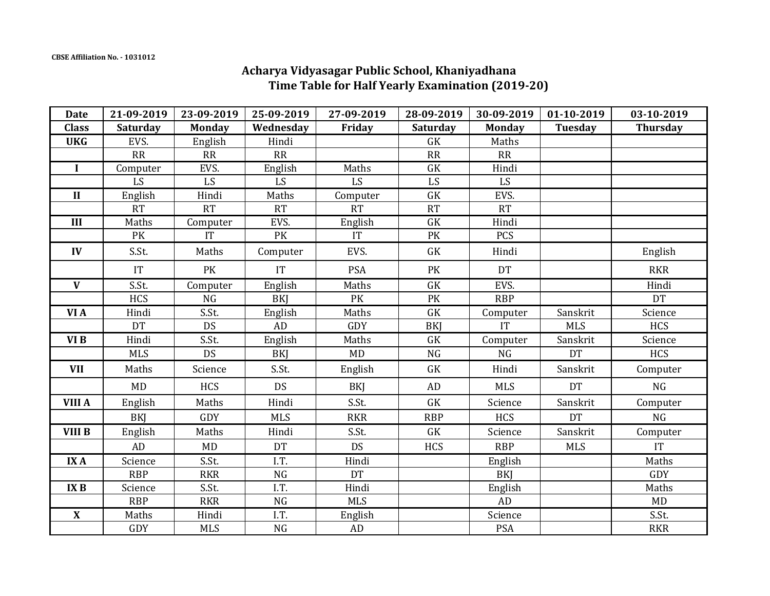**CBSE Affiliation No. - 1031012**

## Acharya Vidyasagar Public School, Khaniyadhana
## Time Table for Half Yearly Examination (2019-20)

| Date | 21-09-2019 | 23-09-2019 | 25-09-2019 | 27-09-2019 | 28-09-2019 | 30-09-2019 | 01-10-2019 | 03-10-2019 |
|---|---|---|---|---|---|---|---|---|
| **Class** | **Saturday** | **Monday** | **Wednesday** | **Friday** | **Saturday** | **Monday** | **Tuesday** | **Thursday** |
| **UKG** | EVS. | English | Hindi | | GK | Maths | | |
| | RR | RR | RR | | RR | RR | | |
| **I** | Computer | EVS. | English | Maths | GK | Hindi | | |
| | LS | LS | LS | LS | LS | LS | | |
| **II** | English | Hindi | Maths | Computer | GK | EVS. | | |
| | RT | RT | RT | RT | RT | RT | | |
| **III** | Maths | Computer | EVS. | English | GK | Hindi | | |
| | PK | IT | PK | IT | PK | PCS | | |
| **IV** | S.St. | Maths | Computer | EVS. | GK | Hindi | | English |
| | IT | PK | IT | PSA | PK | DT | | RKR |
| **V** | S.St. | Computer | English | Maths | GK | EVS. | | Hindi |
| | HCS | NG | BKJ | PK | PK | RBP | | DT |
| **VI A** | Hindi | S.St. | English | Maths | GK | Computer | Sanskrit | Science |
| | DT | DS | AD | GDY | BKJ | IT | MLS | HCS |
| **VI B** | Hindi | S.St. | English | Maths | GK | Computer | Sanskrit | Science |
| | MLS | DS | BKJ | MD | NG | NG | DT | HCS |
| **VII** | Maths | Science | S.St. | English | GK | Hindi | Sanskrit | Computer |
| | MD | HCS | DS | BKJ | AD | MLS | DT | NG |
| **VIII A** | English | Maths | Hindi | S.St. | GK | Science | Sanskrit | Computer |
| | BKJ | GDY | MLS | RKR | RBP | HCS | DT | NG |
| **VIII B** | English | Maths | Hindi | S.St. | GK | Science | Sanskrit | Computer |
| | AD | MD | DT | DS | HCS | RBP | MLS | IT |
| **IX A** | Science | S.St. | I.T. | Hindi | | English | | Maths |
| | RBP | RKR | NG | DT | | BKJ | | GDY |
| **IX B** | Science | S.St. | I.T. | Hindi | | English | | Maths |
| | RBP | RKR | NG | MLS | | AD | | MD |
| **X** | Maths | Hindi | I.T. | English | | Science | | S.St. |
| | GDY | MLS | NG | AD | | PSA | | RKR |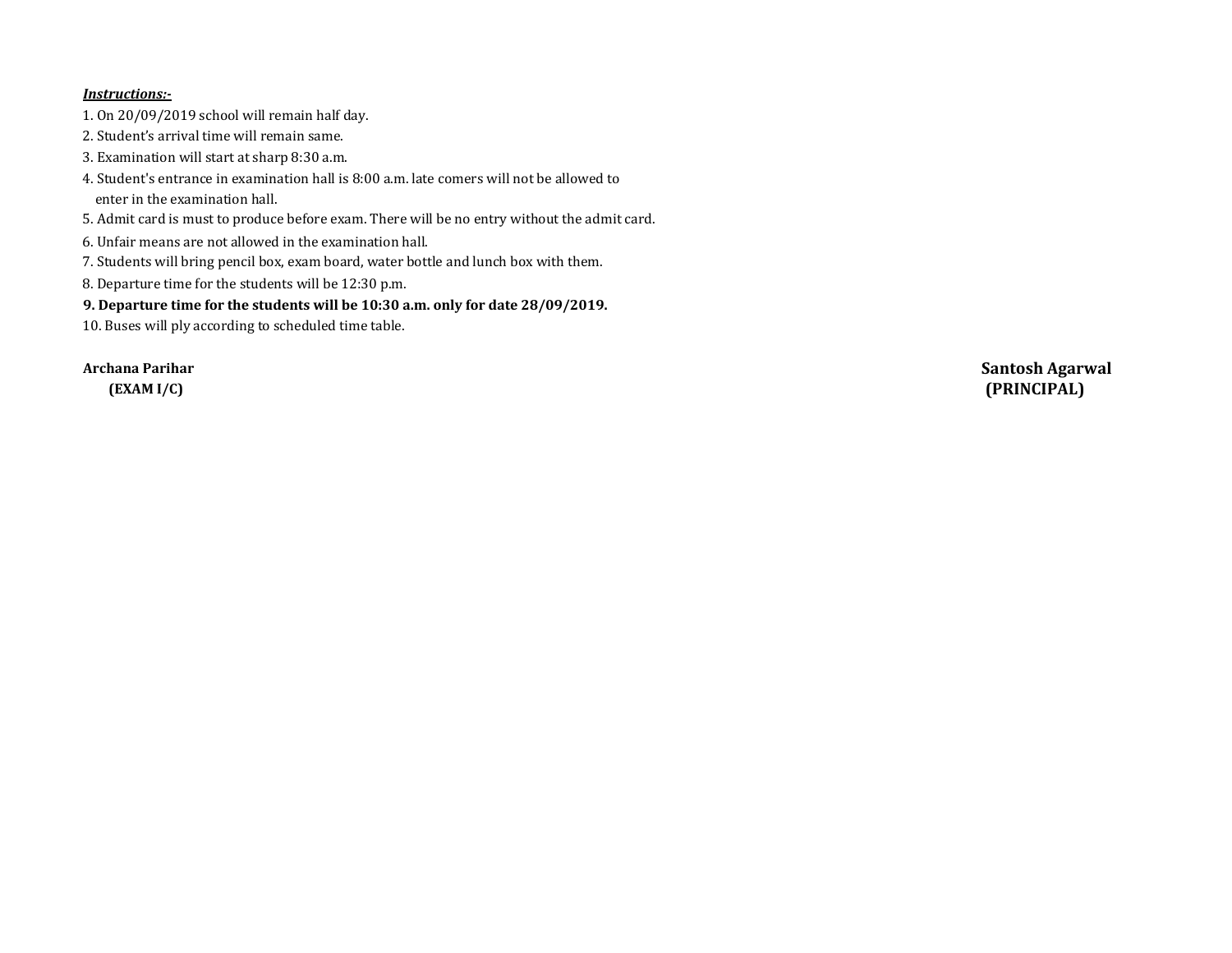***Instructions:-***

1. On 20/09/2019 school will remain half day.
2. Student's arrival time will remain same.
3. Examination will start at sharp 8:30 a.m.
4. Student's entrance in examination hall is 8:00 a.m. late comers will not be allowed to enter in the examination hall.
5. Admit card is must to produce before exam. There will be no entry without the admit card.
6. Unfair means are not allowed in the examination hall.
7. Students will bring pencil box, exam board, water bottle and lunch box with them.
8. Departure time for the students will be 12:30 p.m.
9. **Departure time for the students will be 10:30 a.m. only for date 28/09/2019.**
10. Buses will ply according to scheduled time table.

**Archana Parihar**
**(EXAM I/C)**

**Santosh Agarwal**
**(PRINCIPAL)**